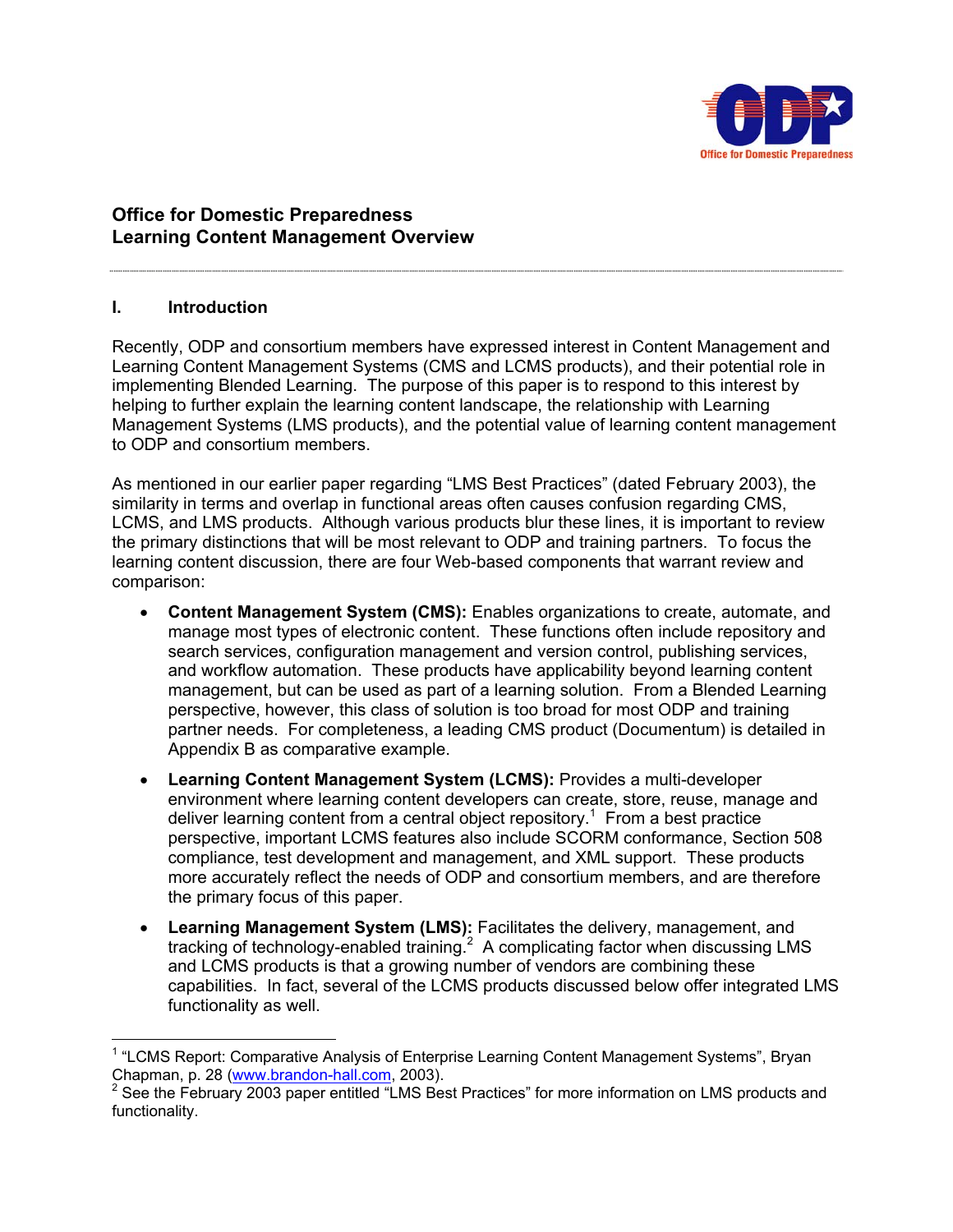## Office for Domestic Preparedness
## Learning Content Management Overview

### I. Introduction

Recently, ODP and consortium members have expressed interest in Content Management and Learning Content Management Systems (CMS and LCMS products), and their potential role in implementing Blended Learning. The purpose of this paper is to respond to this interest by helping to further explain the learning content landscape, the relationship with Learning Management Systems (LMS products), and the potential value of learning content management to ODP and consortium members.

As mentioned in our earlier paper regarding "LMS Best Practices" (dated February 2003), the similarity in terms and overlap in functional areas often causes confusion regarding CMS, LCMS, and LMS products. Although various products blur these lines, it is important to review the primary distinctions that will be most relevant to ODP and training partners. To focus the learning content discussion, there are four Web-based components that warrant review and comparison:

- **Content Management System (CMS):** Enables organizations to create, automate, and manage most types of electronic content. These functions often include repository and search services, configuration management and version control, publishing services, and workflow automation. These products have applicability beyond learning content management, but can be used as part of a learning solution. From a Blended Learning perspective, however, this class of solution is too broad for most ODP and training partner needs. For completeness, a leading CMS product (Documentum) is detailed in Appendix B as comparative example.
- **Learning Content Management System (LCMS):** Provides a multi-developer environment where learning content developers can create, store, reuse, manage and deliver learning content from a central object repository.[1] From a best practice perspective, important LCMS features also include SCORM conformance, Section 508 compliance, test development and management, and XML support. These products more accurately reflect the needs of ODP and consortium members, and are therefore the primary focus of this paper.
- **Learning Management System (LMS):** Facilitates the delivery, management, and tracking of technology-enabled training.[2] A complicating factor when discussing LMS and LCMS products is that a growing number of vendors are combining these capabilities. In fact, several of the LCMS products discussed below offer integrated LMS functionality as well.

[1] "LCMS Report: Comparative Analysis of Enterprise Learning Content Management Systems", Bryan Chapman, p. 28 (www.brandon-hall.com, 2003).

[2] See the February 2003 paper entitled "LMS Best Practices" for more information on LMS products and functionality.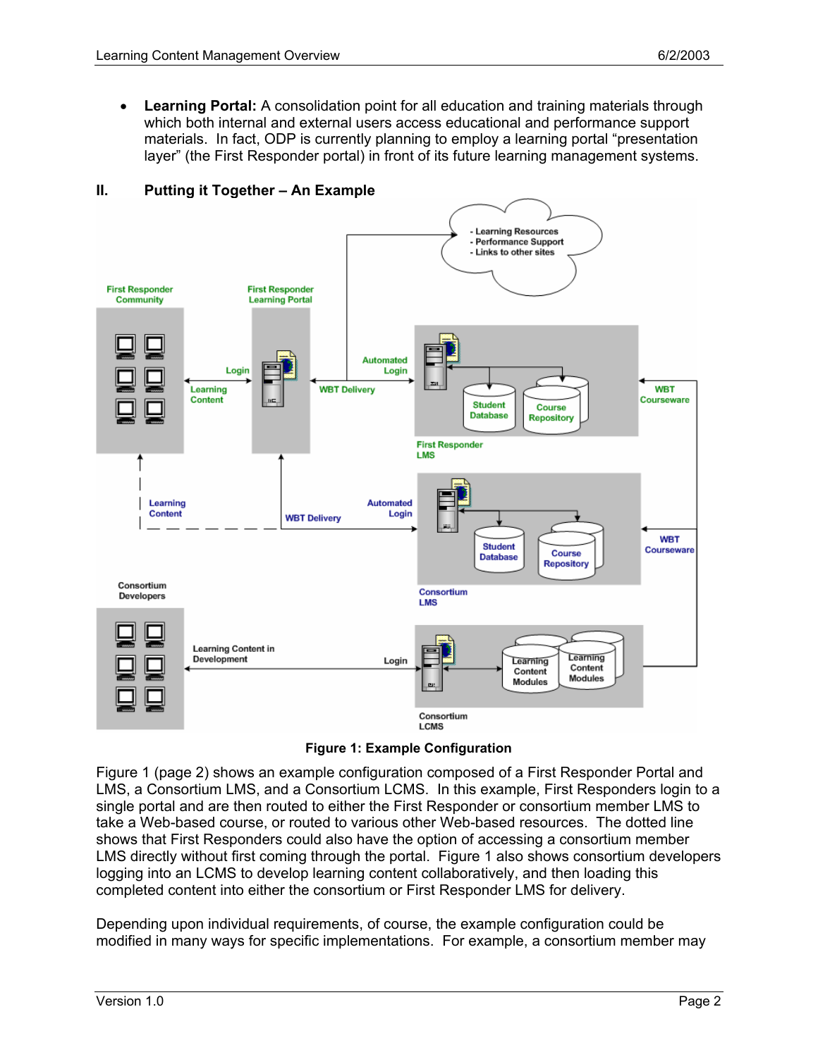- **Learning Portal:** A consolidation point for all education and training materials through which both internal and external users access educational and performance support materials. In fact, ODP is currently planning to employ a learning portal "presentation layer" (the First Responder portal) in front of its future learning management systems.

## II. Putting it Together – An Example

**Figure 1: Example Configuration**

Figure 1 (page 2) shows an example configuration composed of a First Responder Portal and LMS, a Consortium LMS, and a Consortium LCMS. In this example, First Responders login to a single portal and are then routed to either the First Responder or consortium member LMS to take a Web-based course, or routed to various other Web-based resources. The dotted line shows that First Responders could also have the option of accessing a consortium member LMS directly without first coming through the portal. Figure 1 also shows consortium developers logging into an LCMS to develop learning content collaboratively, and then loading this completed content into either the consortium or First Responder LMS for delivery.

Depending upon individual requirements, of course, the example configuration could be modified in many ways for specific implementations. For example, a consortium member may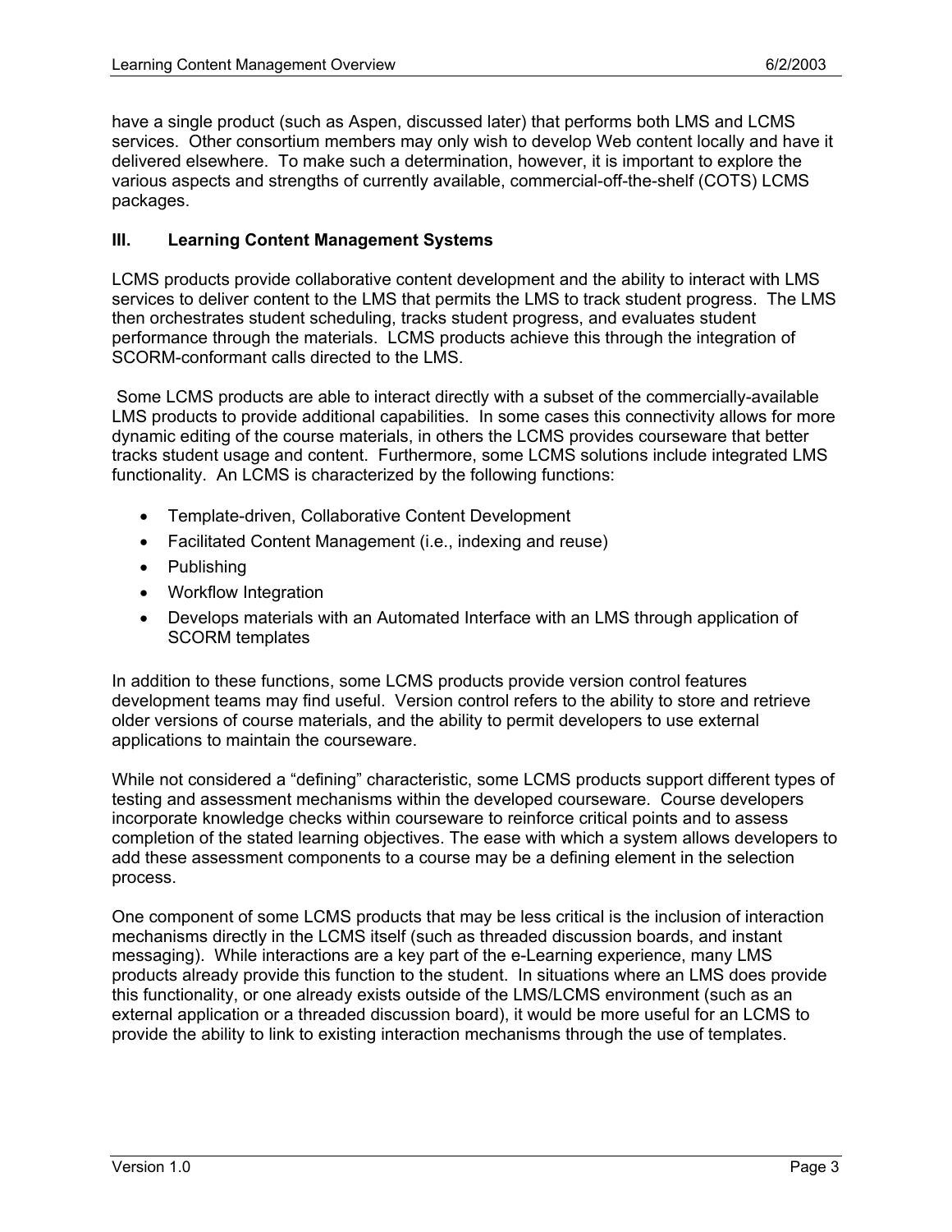have a single product (such as Aspen, discussed later) that performs both LMS and LCMS services. Other consortium members may only wish to develop Web content locally and have it delivered elsewhere. To make such a determination, however, it is important to explore the various aspects and strengths of currently available, commercial-off-the-shelf (COTS) LCMS packages.

## III. Learning Content Management Systems

LCMS products provide collaborative content development and the ability to interact with LMS services to deliver content to the LMS that permits the LMS to track student progress. The LMS then orchestrates student scheduling, tracks student progress, and evaluates student performance through the materials. LCMS products achieve this through the integration of SCORM-conformant calls directed to the LMS.

Some LCMS products are able to interact directly with a subset of the commercially-available LMS products to provide additional capabilities. In some cases this connectivity allows for more dynamic editing of the course materials, in others the LCMS provides courseware that better tracks student usage and content. Furthermore, some LCMS solutions include integrated LMS functionality. An LCMS is characterized by the following functions:

- Template-driven, Collaborative Content Development
- Facilitated Content Management (i.e., indexing and reuse)
- Publishing
- Workflow Integration
- Develops materials with an Automated Interface with an LMS through application of SCORM templates

In addition to these functions, some LCMS products provide version control features development teams may find useful. Version control refers to the ability to store and retrieve older versions of course materials, and the ability to permit developers to use external applications to maintain the courseware.

While not considered a "defining" characteristic, some LCMS products support different types of testing and assessment mechanisms within the developed courseware. Course developers incorporate knowledge checks within courseware to reinforce critical points and to assess completion of the stated learning objectives. The ease with which a system allows developers to add these assessment components to a course may be a defining element in the selection process.

One component of some LCMS products that may be less critical is the inclusion of interaction mechanisms directly in the LCMS itself (such as threaded discussion boards, and instant messaging). While interactions are a key part of the e-Learning experience, many LMS products already provide this function to the student. In situations where an LMS does provide this functionality, or one already exists outside of the LMS/LCMS environment (such as an external application or a threaded discussion board), it would be more useful for an LCMS to provide the ability to link to existing interaction mechanisms through the use of templates.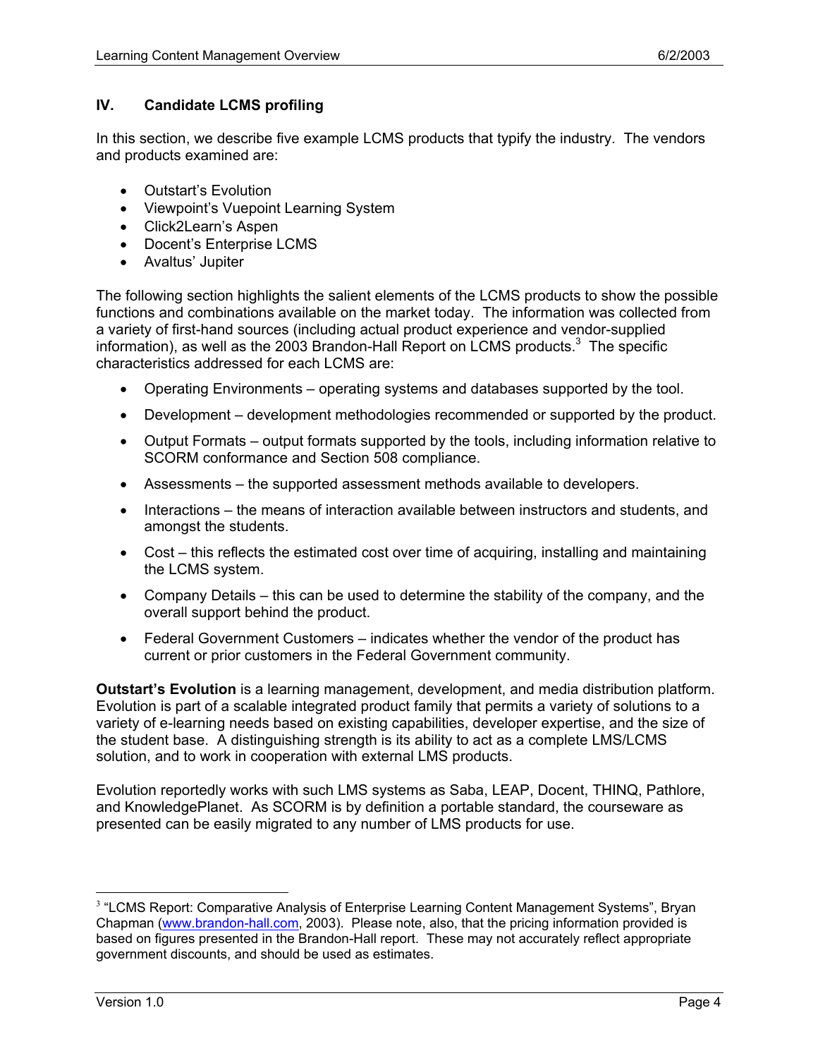## IV. Candidate LCMS profiling

In this section, we describe five example LCMS products that typify the industry. The vendors and products examined are:

- Outstart's Evolution
- Viewpoint's Vuepoint Learning System
- Click2Learn's Aspen
- Docent's Enterprise LCMS
- Avaltus' Jupiter

The following section highlights the salient elements of the LCMS products to show the possible functions and combinations available on the market today. The information was collected from a variety of first-hand sources (including actual product experience and vendor-supplied information), as well as the 2003 Brandon-Hall Report on LCMS products.[3] The specific characteristics addressed for each LCMS are:

- Operating Environments – operating systems and databases supported by the tool.
- Development – development methodologies recommended or supported by the product.
- Output Formats – output formats supported by the tools, including information relative to SCORM conformance and Section 508 compliance.
- Assessments – the supported assessment methods available to developers.
- Interactions – the means of interaction available between instructors and students, and amongst the students.
- Cost – this reflects the estimated cost over time of acquiring, installing and maintaining the LCMS system.
- Company Details – this can be used to determine the stability of the company, and the overall support behind the product.
- Federal Government Customers – indicates whether the vendor of the product has current or prior customers in the Federal Government community.

**Outstart's Evolution** is a learning management, development, and media distribution platform. Evolution is part of a scalable integrated product family that permits a variety of solutions to a variety of e-learning needs based on existing capabilities, developer expertise, and the size of the student base. A distinguishing strength is its ability to act as a complete LMS/LCMS solution, and to work in cooperation with external LMS products.

Evolution reportedly works with such LMS systems as Saba, LEAP, Docent, THINQ, Pathlore, and KnowledgePlanet. As SCORM is by definition a portable standard, the courseware as presented can be easily migrated to any number of LMS products for use.

---

[3] "LCMS Report: Comparative Analysis of Enterprise Learning Content Management Systems", Bryan Chapman (www.brandon-hall.com, 2003). Please note, also, that the pricing information provided is based on figures presented in the Brandon-Hall report. These may not accurately reflect appropriate government discounts, and should be used as estimates.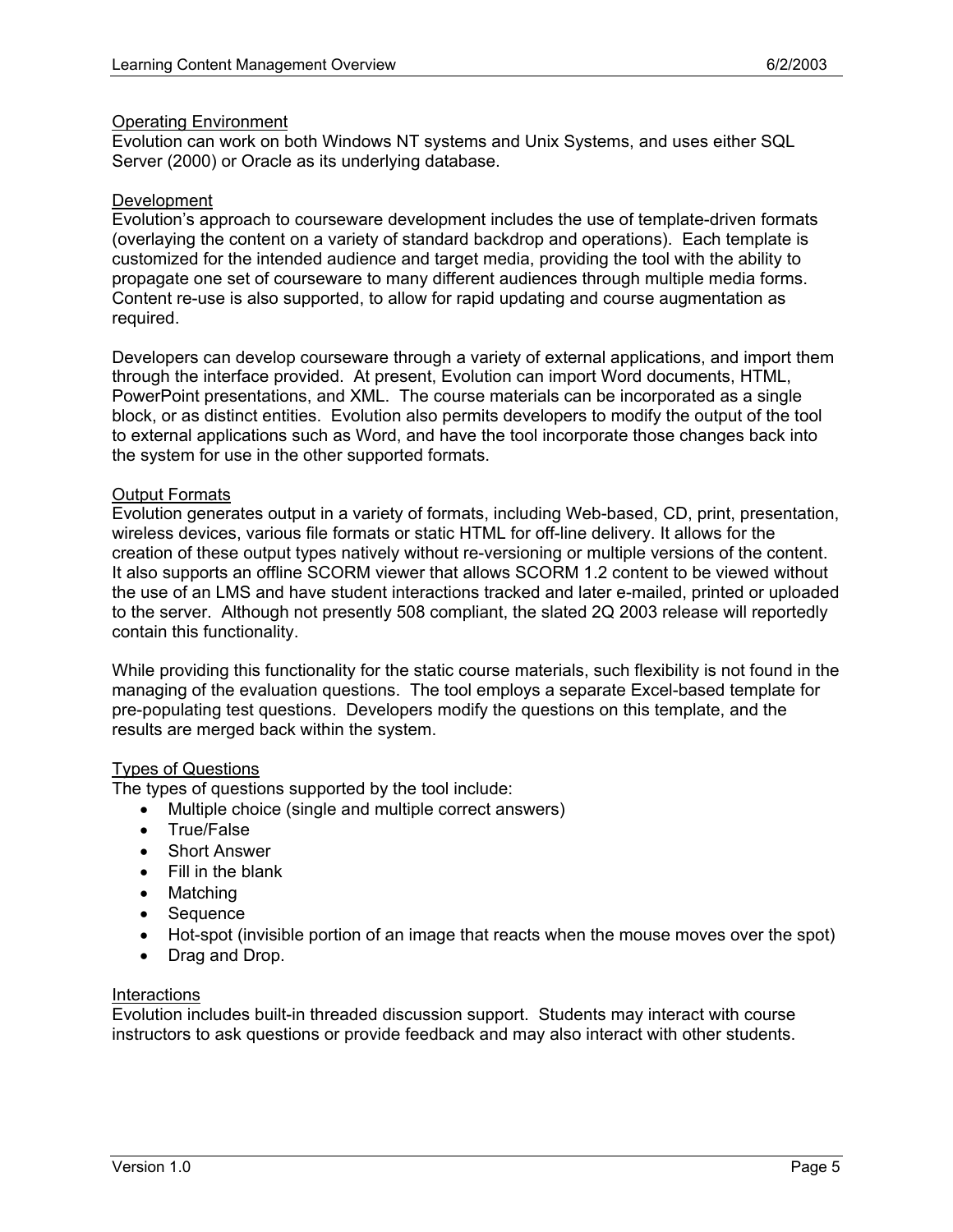### Operating Environment

Evolution can work on both Windows NT systems and Unix Systems, and uses either SQL Server (2000) or Oracle as its underlying database.

### Development

Evolution's approach to courseware development includes the use of template-driven formats (overlaying the content on a variety of standard backdrop and operations). Each template is customized for the intended audience and target media, providing the tool with the ability to propagate one set of courseware to many different audiences through multiple media forms. Content re-use is also supported, to allow for rapid updating and course augmentation as required.

Developers can develop courseware through a variety of external applications, and import them through the interface provided. At present, Evolution can import Word documents, HTML, PowerPoint presentations, and XML. The course materials can be incorporated as a single block, or as distinct entities. Evolution also permits developers to modify the output of the tool to external applications such as Word, and have the tool incorporate those changes back into the system for use in the other supported formats.

### Output Formats

Evolution generates output in a variety of formats, including Web-based, CD, print, presentation, wireless devices, various file formats or static HTML for off-line delivery. It allows for the creation of these output types natively without re-versioning or multiple versions of the content. It also supports an offline SCORM viewer that allows SCORM 1.2 content to be viewed without the use of an LMS and have student interactions tracked and later e-mailed, printed or uploaded to the server. Although not presently 508 compliant, the slated 2Q 2003 release will reportedly contain this functionality.

While providing this functionality for the static course materials, such flexibility is not found in the managing of the evaluation questions. The tool employs a separate Excel-based template for pre-populating test questions. Developers modify the questions on this template, and the results are merged back within the system.

### Types of Questions

The types of questions supported by the tool include:

- Multiple choice (single and multiple correct answers)
- True/False
- Short Answer
- Fill in the blank
- Matching
- Sequence
- Hot-spot (invisible portion of an image that reacts when the mouse moves over the spot)
- Drag and Drop.

### Interactions

Evolution includes built-in threaded discussion support. Students may interact with course instructors to ask questions or provide feedback and may also interact with other students.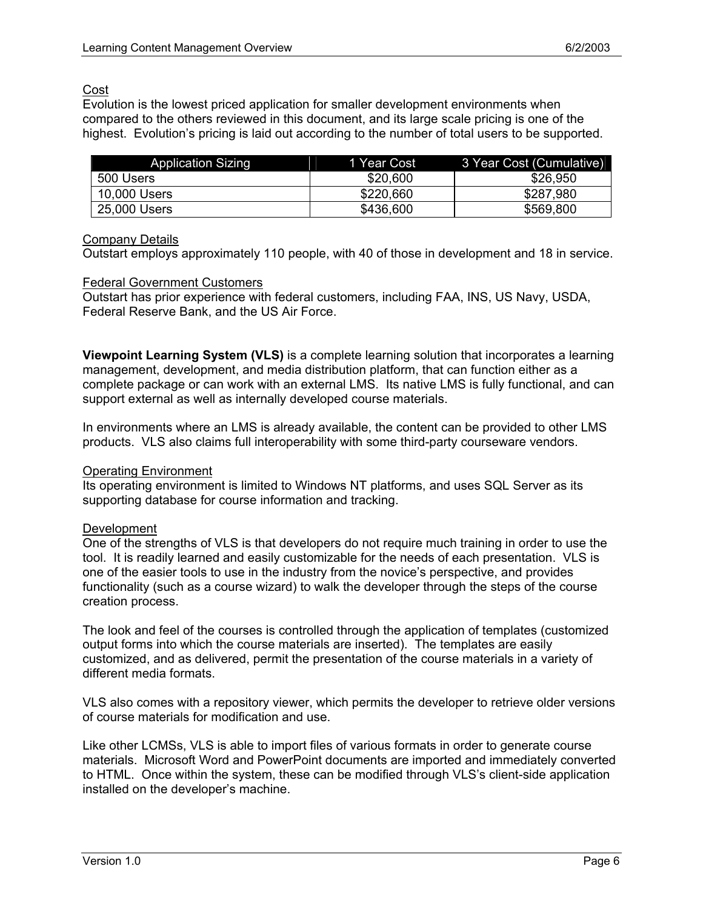Cost

Evolution is the lowest priced application for smaller development environments when compared to the others reviewed in this document, and its large scale pricing is one of the highest. Evolution's pricing is laid out according to the number of total users to be supported.

| Application Sizing | 1 Year Cost | 3 Year Cost (Cumulative) |
| --- | --- | --- |
| 500 Users | $20,600 | $26,950 |
| 10,000 Users | $220,660 | $287,980 |
| 25,000 Users | $436,600 | $569,800 |

Company Details

Outstart employs approximately 110 people, with 40 of those in development and 18 in service.

Federal Government Customers

Outstart has prior experience with federal customers, including FAA, INS, US Navy, USDA, Federal Reserve Bank, and the US Air Force.

**Viewpoint Learning System (VLS)** is a complete learning solution that incorporates a learning management, development, and media distribution platform, that can function either as a complete package or can work with an external LMS. Its native LMS is fully functional, and can support external as well as internally developed course materials.

In environments where an LMS is already available, the content can be provided to other LMS products. VLS also claims full interoperability with some third-party courseware vendors.

Operating Environment

Its operating environment is limited to Windows NT platforms, and uses SQL Server as its supporting database for course information and tracking.

Development

One of the strengths of VLS is that developers do not require much training in order to use the tool. It is readily learned and easily customizable for the needs of each presentation. VLS is one of the easier tools to use in the industry from the novice's perspective, and provides functionality (such as a course wizard) to walk the developer through the steps of the course creation process.

The look and feel of the courses is controlled through the application of templates (customized output forms into which the course materials are inserted). The templates are easily customized, and as delivered, permit the presentation of the course materials in a variety of different media formats.

VLS also comes with a repository viewer, which permits the developer to retrieve older versions of course materials for modification and use.

Like other LCMSs, VLS is able to import files of various formats in order to generate course materials. Microsoft Word and PowerPoint documents are imported and immediately converted to HTML. Once within the system, these can be modified through VLS's client-side application installed on the developer's machine.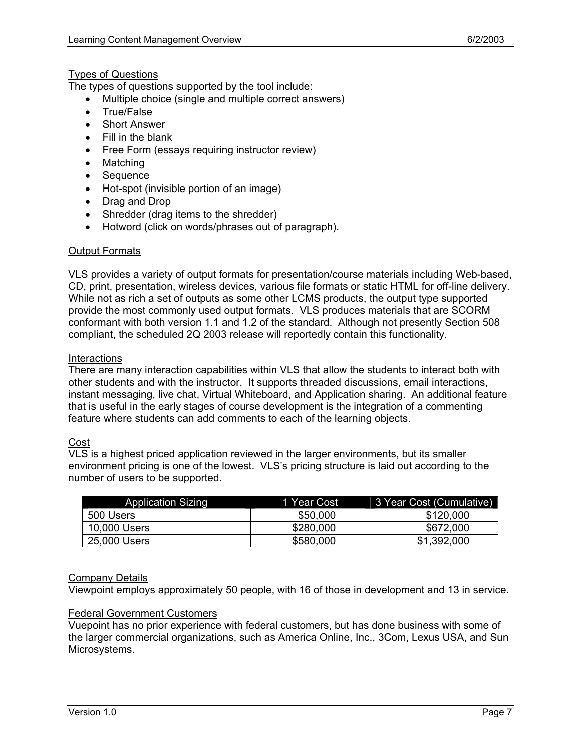### Types of Questions

The types of questions supported by the tool include:

- Multiple choice (single and multiple correct answers)
- True/False
- Short Answer
- Fill in the blank
- Free Form (essays requiring instructor review)
- Matching
- Sequence
- Hot-spot (invisible portion of an image)
- Drag and Drop
- Shredder (drag items to the shredder)
- Hotword (click on words/phrases out of paragraph).

### Output Formats

VLS provides a variety of output formats for presentation/course materials including Web-based, CD, print, presentation, wireless devices, various file formats or static HTML for off-line delivery. While not as rich a set of outputs as some other LCMS products, the output type supported provide the most commonly used output formats. VLS produces materials that are SCORM conformant with both version 1.1 and 1.2 of the standard. Although not presently Section 508 compliant, the scheduled 2Q 2003 release will reportedly contain this functionality.

### Interactions

There are many interaction capabilities within VLS that allow the students to interact both with other students and with the instructor. It supports threaded discussions, email interactions, instant messaging, live chat, Virtual Whiteboard, and Application sharing. An additional feature that is useful in the early stages of course development is the integration of a commenting feature where students can add comments to each of the learning objects.

### Cost

VLS is a highest priced application reviewed in the larger environments, but its smaller environment pricing is one of the lowest. VLS's pricing structure is laid out according to the number of users to be supported.

| Application Sizing | 1 Year Cost | 3 Year Cost (Cumulative) |
|---|---|---|
| 500 Users | $50,000 | $120,000 |
| 10,000 Users | $280,000 | $672,000 |
| 25,000 Users | $580,000 | $1,392,000 |

### Company Details

Viewpoint employs approximately 50 people, with 16 of those in development and 13 in service.

### Federal Government Customers

Vuepoint has no prior experience with federal customers, but has done business with some of the larger commercial organizations, such as America Online, Inc., 3Com, Lexus USA, and Sun Microsystems.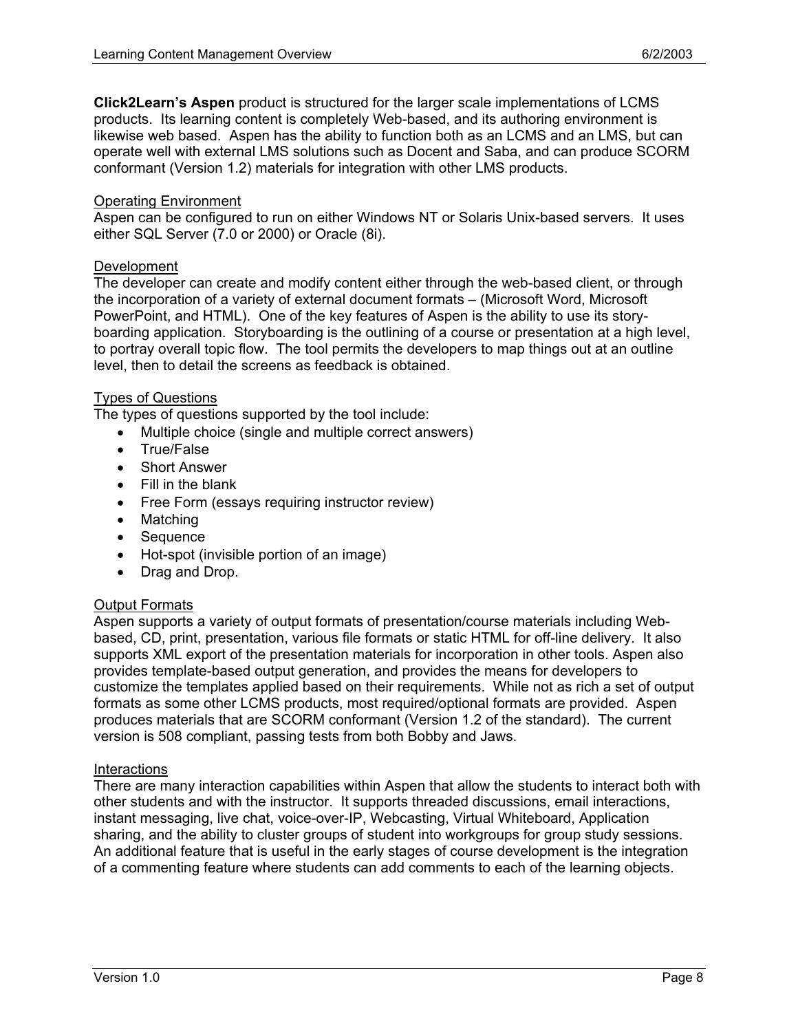**Click2Learn's Aspen** product is structured for the larger scale implementations of LCMS products. Its learning content is completely Web-based, and its authoring environment is likewise web based. Aspen has the ability to function both as an LCMS and an LMS, but can operate well with external LMS solutions such as Docent and Saba, and can produce SCORM conformant (Version 1.2) materials for integration with other LMS products.

<u>Operating Environment</u>

Aspen can be configured to run on either Windows NT or Solaris Unix-based servers. It uses either SQL Server (7.0 or 2000) or Oracle (8i).

<u>Development</u>

The developer can create and modify content either through the web-based client, or through the incorporation of a variety of external document formats – (Microsoft Word, Microsoft PowerPoint, and HTML). One of the key features of Aspen is the ability to use its story-boarding application. Storyboarding is the outlining of a course or presentation at a high level, to portray overall topic flow. The tool permits the developers to map things out at an outline level, then to detail the screens as feedback is obtained.

<u>Types of Questions</u>

The types of questions supported by the tool include:

- Multiple choice (single and multiple correct answers)
- True/False
- Short Answer
- Fill in the blank
- Free Form (essays requiring instructor review)
- Matching
- Sequence
- Hot-spot (invisible portion of an image)
- Drag and Drop.

<u>Output Formats</u>

Aspen supports a variety of output formats of presentation/course materials including Web-based, CD, print, presentation, various file formats or static HTML for off-line delivery. It also supports XML export of the presentation materials for incorporation in other tools. Aspen also provides template-based output generation, and provides the means for developers to customize the templates applied based on their requirements. While not as rich a set of output formats as some other LCMS products, most required/optional formats are provided. Aspen produces materials that are SCORM conformant (Version 1.2 of the standard). The current version is 508 compliant, passing tests from both Bobby and Jaws.

<u>Interactions</u>

There are many interaction capabilities within Aspen that allow the students to interact both with other students and with the instructor. It supports threaded discussions, email interactions, instant messaging, live chat, voice-over-IP, Webcasting, Virtual Whiteboard, Application sharing, and the ability to cluster groups of student into workgroups for group study sessions. An additional feature that is useful in the early stages of course development is the integration of a commenting feature where students can add comments to each of the learning objects.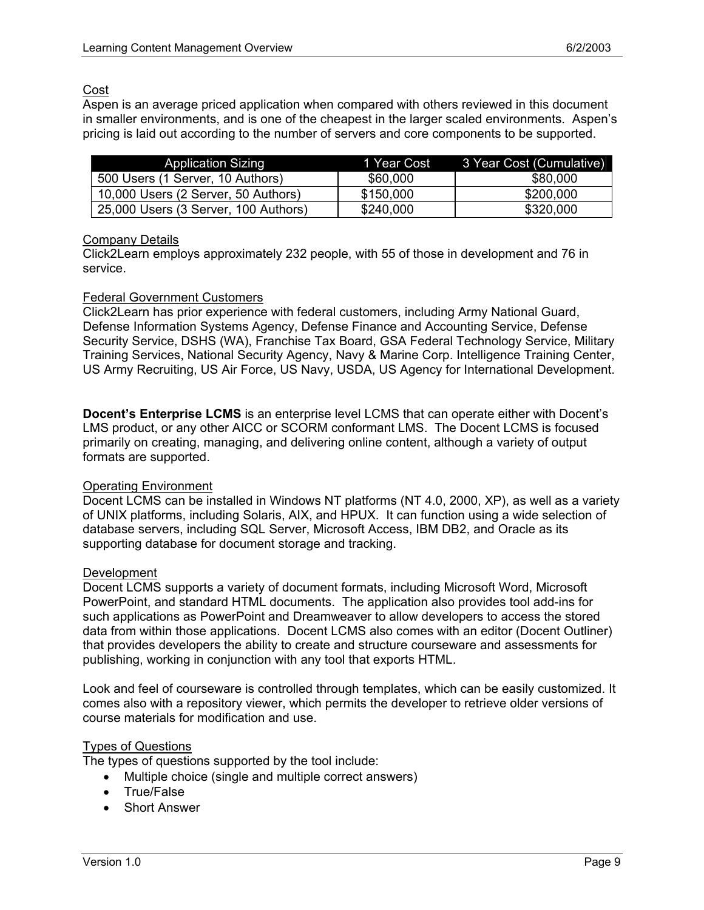Cost

Aspen is an average priced application when compared with others reviewed in this document in smaller environments, and is one of the cheapest in the larger scaled environments. Aspen's pricing is laid out according to the number of servers and core components to be supported.

| Application Sizing | 1 Year Cost | 3 Year Cost (Cumulative) |
|---|---|---|
| 500 Users (1 Server, 10 Authors) | $60,000 | $80,000 |
| 10,000 Users (2 Server, 50 Authors) | $150,000 | $200,000 |
| 25,000 Users (3 Server, 100 Authors) | $240,000 | $320,000 |

Company Details

Click2Learn employs approximately 232 people, with 55 of those in development and 76 in service.

Federal Government Customers

Click2Learn has prior experience with federal customers, including Army National Guard, Defense Information Systems Agency, Defense Finance and Accounting Service, Defense Security Service, DSHS (WA), Franchise Tax Board, GSA Federal Technology Service, Military Training Services, National Security Agency, Navy & Marine Corp. Intelligence Training Center, US Army Recruiting, US Air Force, US Navy, USDA, US Agency for International Development.

**Docent's Enterprise LCMS** is an enterprise level LCMS that can operate either with Docent's LMS product, or any other AICC or SCORM conformant LMS. The Docent LCMS is focused primarily on creating, managing, and delivering online content, although a variety of output formats are supported.

Operating Environment

Docent LCMS can be installed in Windows NT platforms (NT 4.0, 2000, XP), as well as a variety of UNIX platforms, including Solaris, AIX, and HPUX. It can function using a wide selection of database servers, including SQL Server, Microsoft Access, IBM DB2, and Oracle as its supporting database for document storage and tracking.

Development

Docent LCMS supports a variety of document formats, including Microsoft Word, Microsoft PowerPoint, and standard HTML documents. The application also provides tool add-ins for such applications as PowerPoint and Dreamweaver to allow developers to access the stored data from within those applications. Docent LCMS also comes with an editor (Docent Outliner) that provides developers the ability to create and structure courseware and assessments for publishing, working in conjunction with any tool that exports HTML.

Look and feel of courseware is controlled through templates, which can be easily customized. It comes also with a repository viewer, which permits the developer to retrieve older versions of course materials for modification and use.

Types of Questions

The types of questions supported by the tool include:

- Multiple choice (single and multiple correct answers)
- True/False
- Short Answer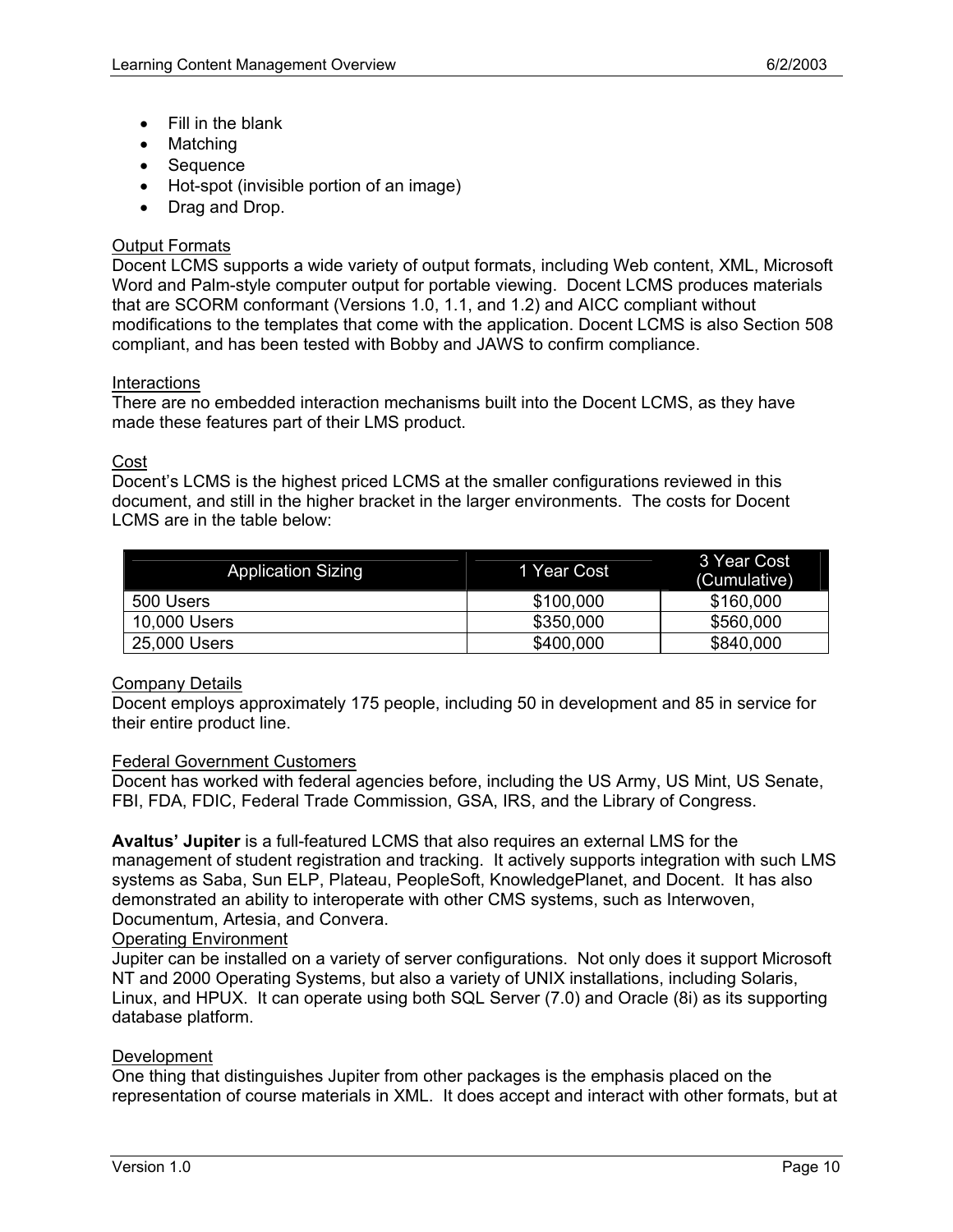- Fill in the blank
- Matching
- Sequence
- Hot-spot (invisible portion of an image)
- Drag and Drop.

Output Formats
Docent LCMS supports a wide variety of output formats, including Web content, XML, Microsoft Word and Palm-style computer output for portable viewing. Docent LCMS produces materials that are SCORM conformant (Versions 1.0, 1.1, and 1.2) and AICC compliant without modifications to the templates that come with the application. Docent LCMS is also Section 508 compliant, and has been tested with Bobby and JAWS to confirm compliance.

Interactions
There are no embedded interaction mechanisms built into the Docent LCMS, as they have made these features part of their LMS product.

Cost
Docent's LCMS is the highest priced LCMS at the smaller configurations reviewed in this document, and still in the higher bracket in the larger environments. The costs for Docent LCMS are in the table below:

| Application Sizing | 1 Year Cost | 3 Year Cost (Cumulative) |
| --- | --- | --- |
| 500 Users | $100,000 | $160,000 |
| 10,000 Users | $350,000 | $560,000 |
| 25,000 Users | $400,000 | $840,000 |

Company Details
Docent employs approximately 175 people, including 50 in development and 85 in service for their entire product line.

Federal Government Customers
Docent has worked with federal agencies before, including the US Army, US Mint, US Senate, FBI, FDA, FDIC, Federal Trade Commission, GSA, IRS, and the Library of Congress.

**Avaltus' Jupiter** is a full-featured LCMS that also requires an external LMS for the management of student registration and tracking. It actively supports integration with such LMS systems as Saba, Sun ELP, Plateau, PeopleSoft, KnowledgePlanet, and Docent. It has also demonstrated an ability to interoperate with other CMS systems, such as Interwoven, Documentum, Artesia, and Convera.

Operating Environment
Jupiter can be installed on a variety of server configurations. Not only does it support Microsoft NT and 2000 Operating Systems, but also a variety of UNIX installations, including Solaris, Linux, and HPUX. It can operate using both SQL Server (7.0) and Oracle (8i) as its supporting database platform.

Development
One thing that distinguishes Jupiter from other packages is the emphasis placed on the representation of course materials in XML. It does accept and interact with other formats, but at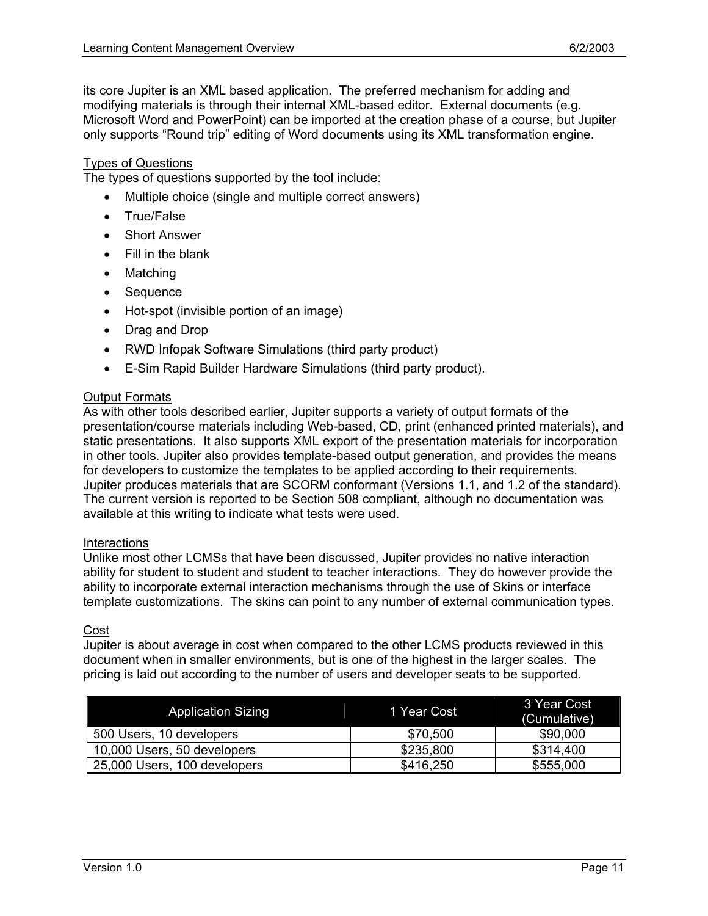its core Jupiter is an XML based application. The preferred mechanism for adding and modifying materials is through their internal XML-based editor. External documents (e.g. Microsoft Word and PowerPoint) can be imported at the creation phase of a course, but Jupiter only supports "Round trip" editing of Word documents using its XML transformation engine.

Types of Questions

The types of questions supported by the tool include:

- Multiple choice (single and multiple correct answers)
- True/False
- Short Answer
- Fill in the blank
- Matching
- Sequence
- Hot-spot (invisible portion of an image)
- Drag and Drop
- RWD Infopak Software Simulations (third party product)
- E-Sim Rapid Builder Hardware Simulations (third party product).

Output Formats

As with other tools described earlier, Jupiter supports a variety of output formats of the presentation/course materials including Web-based, CD, print (enhanced printed materials), and static presentations. It also supports XML export of the presentation materials for incorporation in other tools. Jupiter also provides template-based output generation, and provides the means for developers to customize the templates to be applied according to their requirements. Jupiter produces materials that are SCORM conformant (Versions 1.1, and 1.2 of the standard). The current version is reported to be Section 508 compliant, although no documentation was available at this writing to indicate what tests were used.

Interactions

Unlike most other LCMSs that have been discussed, Jupiter provides no native interaction ability for student to student and student to teacher interactions. They do however provide the ability to incorporate external interaction mechanisms through the use of Skins or interface template customizations. The skins can point to any number of external communication types.

Cost

Jupiter is about average in cost when compared to the other LCMS products reviewed in this document when in smaller environments, but is one of the highest in the larger scales. The pricing is laid out according to the number of users and developer seats to be supported.

| Application Sizing | 1 Year Cost | 3 Year Cost (Cumulative) |
| --- | --- | --- |
| 500 Users, 10 developers | $70,500 | $90,000 |
| 10,000 Users, 50 developers | $235,800 | $314,400 |
| 25,000 Users, 100 developers | $416,250 | $555,000 |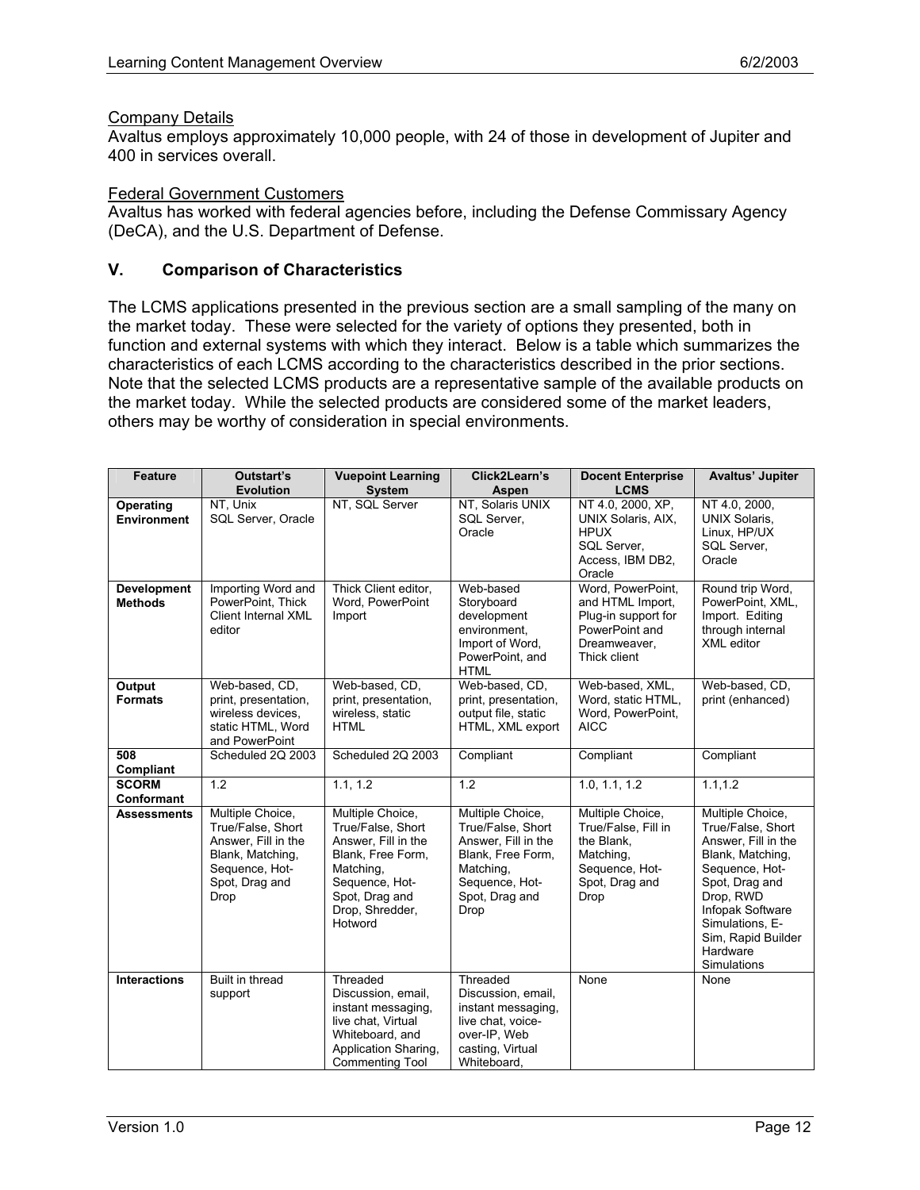### Company Details

Avaltus employs approximately 10,000 people, with 24 of those in development of Jupiter and 400 in services overall.

### Federal Government Customers

Avaltus has worked with federal agencies before, including the Defense Commissary Agency (DeCA), and the U.S. Department of Defense.

## V. Comparison of Characteristics

The LCMS applications presented in the previous section are a small sampling of the many on the market today. These were selected for the variety of options they presented, both in function and external systems with which they interact. Below is a table which summarizes the characteristics of each LCMS according to the characteristics described in the prior sections. Note that the selected LCMS products are a representative sample of the available products on the market today. While the selected products are considered some of the market leaders, others may be worthy of consideration in special environments.

| Feature | Outstart's Evolution | Vuepoint Learning System | Click2Learn's Aspen | Docent Enterprise LCMS | Avaltus' Jupiter |
|---|---|---|---|---|---|
| **Operating Environment** | NT, Unix SQL Server, Oracle | NT, SQL Server | NT, Solaris UNIX SQL Server, Oracle | NT 4.0, 2000, XP, UNIX Solaris, AIX, HPUX SQL Server, Access, IBM DB2, Oracle | NT 4.0, 2000, UNIX Solaris, Linux, HP/UX SQL Server, Oracle |
| **Development Methods** | Importing Word and PowerPoint, Thick Client Internal XML editor | Thick Client editor, Word, PowerPoint Import | Web-based Storyboard development environment, Import of Word, PowerPoint, and HTML | Word, PowerPoint, and HTML Import, Plug-in support for PowerPoint and Dreamweaver, Thick client | Round trip Word, PowerPoint, XML, Import. Editing through internal XML editor |
| **Output Formats** | Web-based, CD, print, presentation, wireless devices, static HTML, Word and PowerPoint | Web-based, CD, print, presentation, wireless, static HTML | Web-based, CD, print, presentation, output file, static HTML, XML export | Web-based, XML, Word, static HTML, Word, PowerPoint, AICC | Web-based, CD, print (enhanced) |
| **508 Compliant** | Scheduled 2Q 2003 | Scheduled 2Q 2003 | Compliant | Compliant | Compliant |
| **SCORM Conformant** | 1.2 | 1.1, 1.2 | 1.2 | 1.0, 1.1, 1.2 | 1.1,1.2 |
| **Assessments** | Multiple Choice, True/False, Short Answer, Fill in the Blank, Matching, Sequence, Hot-Spot, Drag and Drop | Multiple Choice, True/False, Short Answer, Fill in the Blank, Free Form, Matching, Sequence, Hot-Spot, Drag and Drop, Shredder, Hotword | Multiple Choice, True/False, Short Answer, Fill in the Blank, Free Form, Matching, Sequence, Hot-Spot, Drag and Drop | Multiple Choice, True/False, Fill in the Blank, Matching, Sequence, Hot-Spot, Drag and Drop | Multiple Choice, True/False, Short Answer, Fill in the Blank, Matching, Sequence, Hot-Spot, Drag and Drop, RWD Infopak Software Simulations, E-Sim, Rapid Builder Hardware Simulations |
| **Interactions** | Built in thread support | Threaded Discussion, email, instant messaging, live chat, Virtual Whiteboard, and Application Sharing, Commenting Tool | Threaded Discussion, email, instant messaging, live chat, voice-over-IP, Web casting, Virtual Whiteboard, | None | None |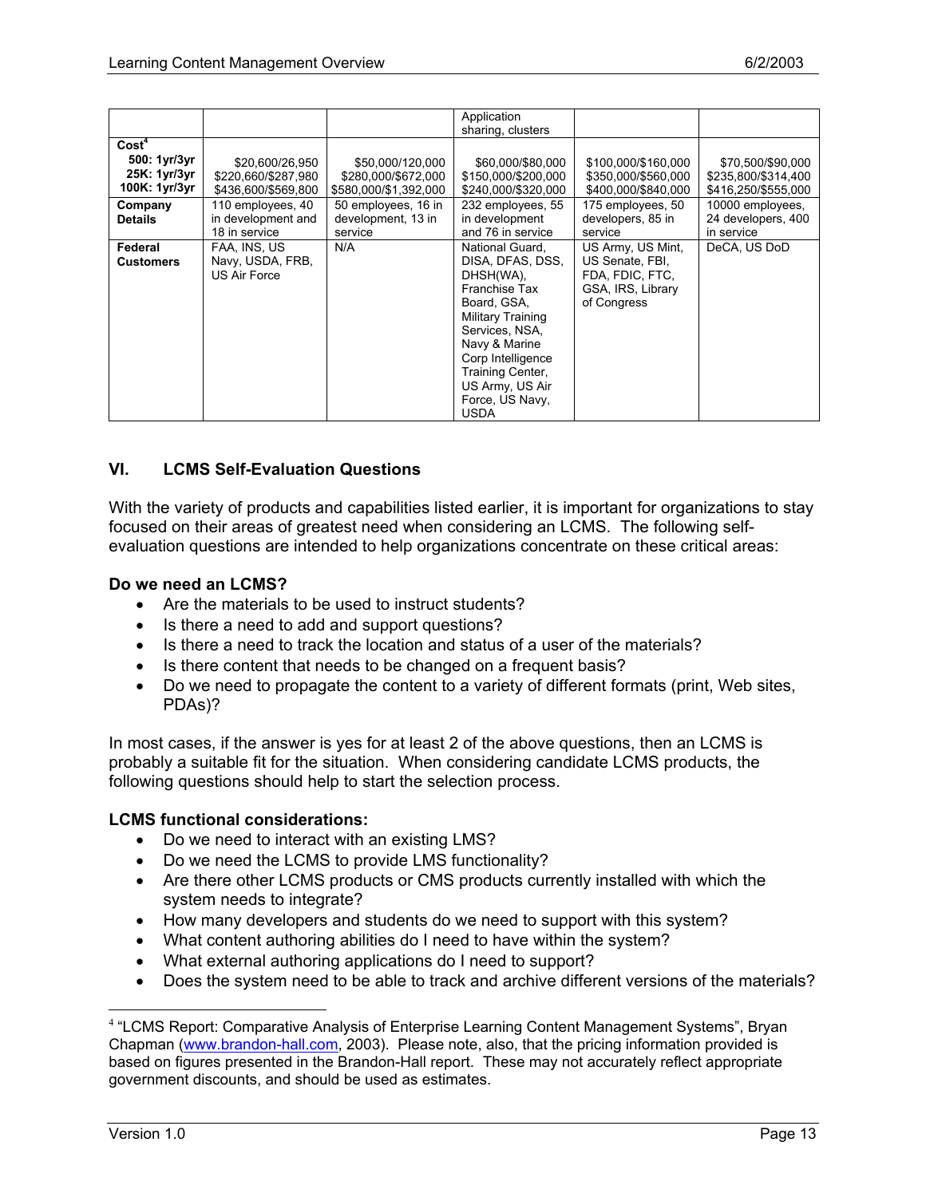| | | | | | |
|---|---|---|---|---|---|
| | | | Application sharing, clusters | | |
| **Cost**[4] **500: 1yr/3yr** **25K: 1yr/3yr** **100K: 1yr/3yr** | $20,600/26,950 $220,660/$287,980 $436,600/$569,800 | $50,000/120,000 $280,000/$672,000 $580,000/$1,392,000 | $60,000/$80,000 $150,000/$200,000 $240,000/$320,000 | $100,000/$160,000 $350,000/$560,000 $400,000/$840,000 | $70,500/$90,000 $235,800/$314,400 $416,250/$555,000 |
| **Company Details** | 110 employees, 40 in development and 18 in service | 50 employees, 16 in development, 13 in service | 232 employees, 55 in development and 76 in service | 175 employees, 50 developers, 85 in service | 10000 employees, 24 developers, 400 in service |
| **Federal Customers** | FAA, INS, US Navy, USDA, FRB, US Air Force | N/A | National Guard, DISA, DFAS, DSS, DHSH(WA), Franchise Tax Board, GSA, Military Training Services, NSA, Navy & Marine Corp Intelligence Training Center, US Army, US Air Force, US Navy, USDA | US Army, US Mint, US Senate, FBI, FDA, FDIC, FTC, GSA, IRS, Library of Congress | DeCA, US DoD |

## VI. LCMS Self-Evaluation Questions

With the variety of products and capabilities listed earlier, it is important for organizations to stay focused on their areas of greatest need when considering an LCMS. The following self-evaluation questions are intended to help organizations concentrate on these critical areas:

**Do we need an LCMS?**

- Are the materials to be used to instruct students?
- Is there a need to add and support questions?
- Is there a need to track the location and status of a user of the materials?
- Is there content that needs to be changed on a frequent basis?
- Do we need to propagate the content to a variety of different formats (print, Web sites, PDAs)?

In most cases, if the answer is yes for at least 2 of the above questions, then an LCMS is probably a suitable fit for the situation. When considering candidate LCMS products, the following questions should help to start the selection process.

**LCMS functional considerations:**

- Do we need to interact with an existing LMS?
- Do we need the LCMS to provide LMS functionality?
- Are there other LCMS products or CMS products currently installed with which the system needs to integrate?
- How many developers and students do we need to support with this system?
- What content authoring abilities do I need to have within the system?
- What external authoring applications do I need to support?
- Does the system need to be able to track and archive different versions of the materials?

---

[4] "LCMS Report: Comparative Analysis of Enterprise Learning Content Management Systems", Bryan Chapman (www.brandon-hall.com, 2003). Please note, also, that the pricing information provided is based on figures presented in the Brandon-Hall report. These may not accurately reflect appropriate government discounts, and should be used as estimates.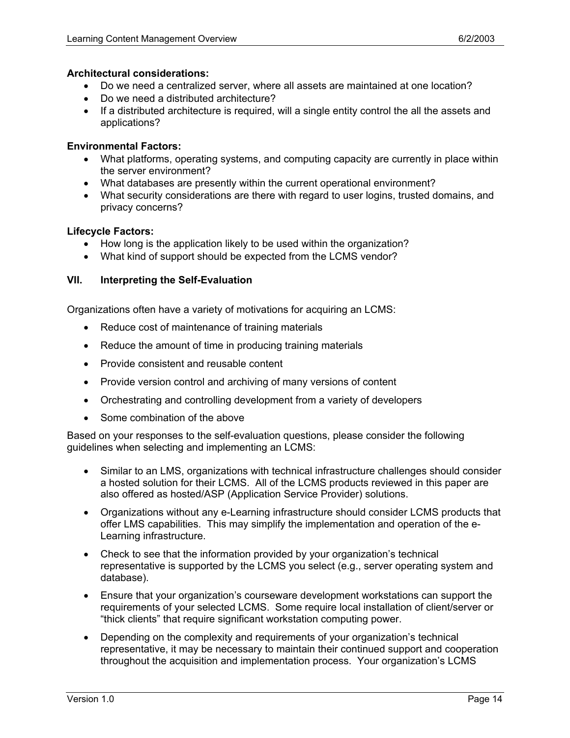**Architectural considerations:**

- Do we need a centralized server, where all assets are maintained at one location?
- Do we need a distributed architecture?
- If a distributed architecture is required, will a single entity control the all the assets and applications?

**Environmental Factors:**

- What platforms, operating systems, and computing capacity are currently in place within the server environment?
- What databases are presently within the current operational environment?
- What security considerations are there with regard to user logins, trusted domains, and privacy concerns?

**Lifecycle Factors:**

- How long is the application likely to be used within the organization?
- What kind of support should be expected from the LCMS vendor?

## VII. Interpreting the Self-Evaluation

Organizations often have a variety of motivations for acquiring an LCMS:

- Reduce cost of maintenance of training materials
- Reduce the amount of time in producing training materials
- Provide consistent and reusable content
- Provide version control and archiving of many versions of content
- Orchestrating and controlling development from a variety of developers
- Some combination of the above

Based on your responses to the self-evaluation questions, please consider the following guidelines when selecting and implementing an LCMS:

- Similar to an LMS, organizations with technical infrastructure challenges should consider a hosted solution for their LCMS. All of the LCMS products reviewed in this paper are also offered as hosted/ASP (Application Service Provider) solutions.
- Organizations without any e-Learning infrastructure should consider LCMS products that offer LMS capabilities. This may simplify the implementation and operation of the e-Learning infrastructure.
- Check to see that the information provided by your organization's technical representative is supported by the LCMS you select (e.g., server operating system and database).
- Ensure that your organization's courseware development workstations can support the requirements of your selected LCMS. Some require local installation of client/server or "thick clients" that require significant workstation computing power.
- Depending on the complexity and requirements of your organization's technical representative, it may be necessary to maintain their continued support and cooperation throughout the acquisition and implementation process. Your organization's LCMS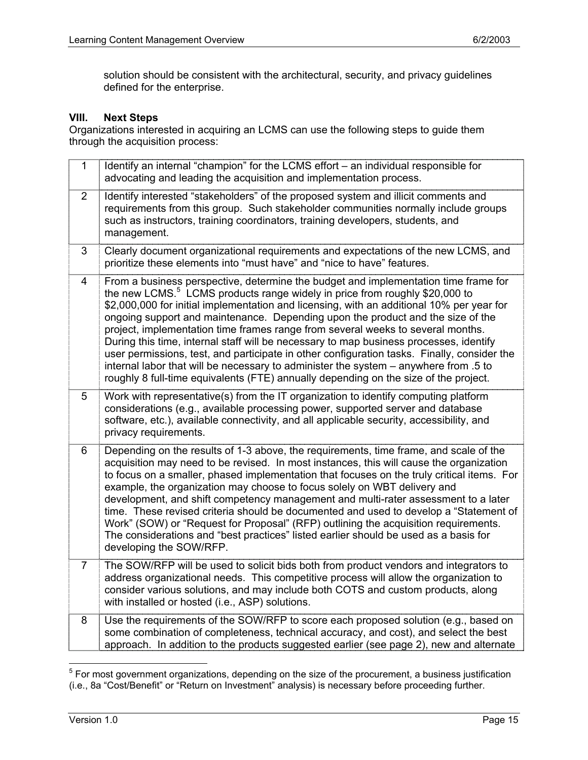solution should be consistent with the architectural, security, and privacy guidelines defined for the enterprise.

## VIII. Next Steps

Organizations interested in acquiring an LCMS can use the following steps to guide them through the acquisition process:

| | |
|---|---|
| 1 | Identify an internal "champion" for the LCMS effort – an individual responsible for advocating and leading the acquisition and implementation process. |
| 2 | Identify interested "stakeholders" of the proposed system and illicit comments and requirements from this group. Such stakeholder communities normally include groups such as instructors, training coordinators, training developers, students, and management. |
| 3 | Clearly document organizational requirements and expectations of the new LCMS, and prioritize these elements into "must have" and "nice to have" features. |
| 4 | From a business perspective, determine the budget and implementation time frame for the new LCMS.[5] LCMS products range widely in price from roughly $20,000 to $2,000,000 for initial implementation and licensing, with an additional 10% per year for ongoing support and maintenance. Depending upon the product and the size of the project, implementation time frames range from several weeks to several months. During this time, internal staff will be necessary to map business processes, identify user permissions, test, and participate in other configuration tasks. Finally, consider the internal labor that will be necessary to administer the system – anywhere from .5 to roughly 8 full-time equivalents (FTE) annually depending on the size of the project. |
| 5 | Work with representative(s) from the IT organization to identify computing platform considerations (e.g., available processing power, supported server and database software, etc.), available connectivity, and all applicable security, accessibility, and privacy requirements. |
| 6 | Depending on the results of 1-3 above, the requirements, time frame, and scale of the acquisition may need to be revised. In most instances, this will cause the organization to focus on a smaller, phased implementation that focuses on the truly critical items. For example, the organization may choose to focus solely on WBT delivery and development, and shift competency management and multi-rater assessment to a later time. These revised criteria should be documented and used to develop a "Statement of Work" (SOW) or "Request for Proposal" (RFP) outlining the acquisition requirements. The considerations and "best practices" listed earlier should be used as a basis for developing the SOW/RFP. |
| 7 | The SOW/RFP will be used to solicit bids both from product vendors and integrators to address organizational needs. This competitive process will allow the organization to consider various solutions, and may include both COTS and custom products, along with installed or hosted (i.e., ASP) solutions. |
| 8 | Use the requirements of the SOW/RFP to score each proposed solution (e.g., based on some combination of completeness, technical accuracy, and cost), and select the best approach. In addition to the products suggested earlier (see page 2), new and alternate |

[5] For most government organizations, depending on the size of the procurement, a business justification (i.e., 8a "Cost/Benefit" or "Return on Investment" analysis) is necessary before proceeding further.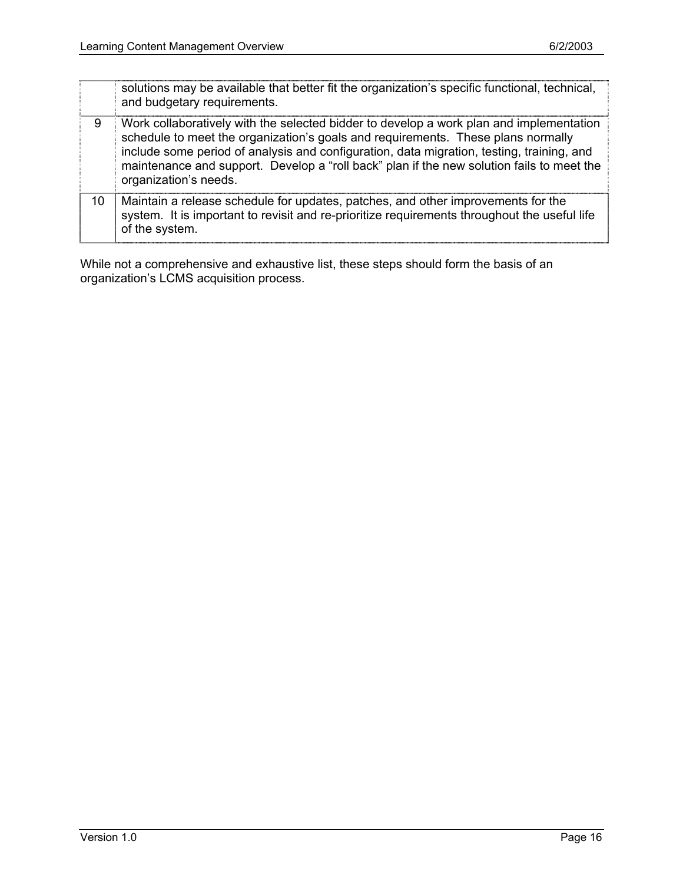|  |  |
| --- | --- |
|  | solutions may be available that better fit the organization's specific functional, technical, and budgetary requirements. |
| 9 | Work collaboratively with the selected bidder to develop a work plan and implementation schedule to meet the organization's goals and requirements. These plans normally include some period of analysis and configuration, data migration, testing, training, and maintenance and support. Develop a "roll back" plan if the new solution fails to meet the organization's needs. |
| 10 | Maintain a release schedule for updates, patches, and other improvements for the system. It is important to revisit and re-prioritize requirements throughout the useful life of the system. |

While not a comprehensive and exhaustive list, these steps should form the basis of an organization's LCMS acquisition process.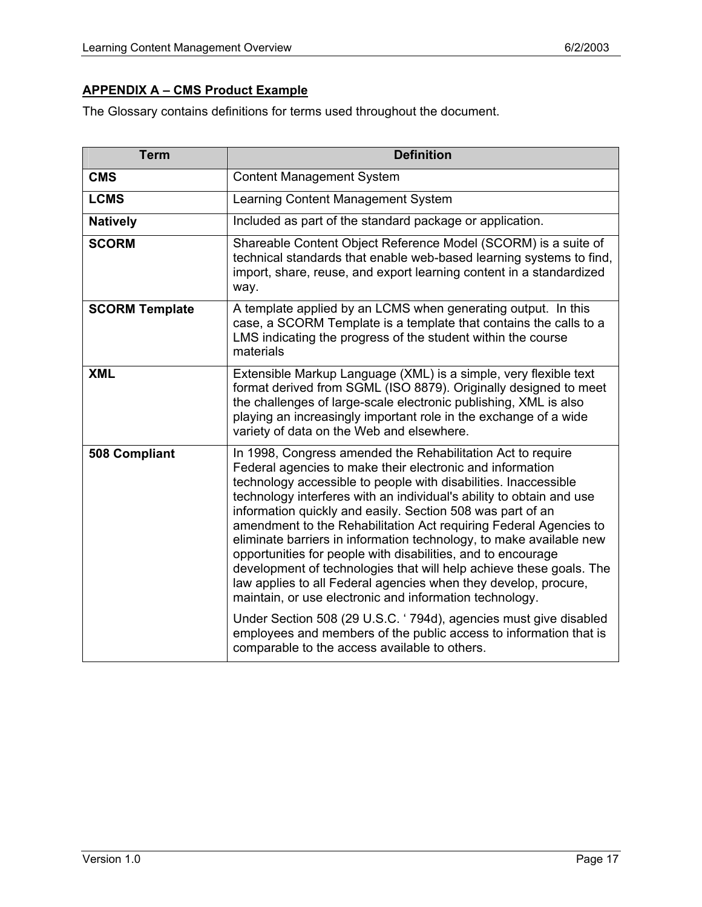## APPENDIX A – CMS Product Example

The Glossary contains definitions for terms used throughout the document.

| Term | Definition |
|---|---|
| **CMS** | Content Management System |
| **LCMS** | Learning Content Management System |
| **Natively** | Included as part of the standard package or application. |
| **SCORM** | Shareable Content Object Reference Model (SCORM) is a suite of technical standards that enable web-based learning systems to find, import, share, reuse, and export learning content in a standardized way. |
| **SCORM Template** | A template applied by an LCMS when generating output. In this case, a SCORM Template is a template that contains the calls to a LMS indicating the progress of the student within the course materials |
| **XML** | Extensible Markup Language (XML) is a simple, very flexible text format derived from SGML (ISO 8879). Originally designed to meet the challenges of large-scale electronic publishing, XML is also playing an increasingly important role in the exchange of a wide variety of data on the Web and elsewhere. |
| **508 Compliant** | In 1998, Congress amended the Rehabilitation Act to require Federal agencies to make their electronic and information technology accessible to people with disabilities. Inaccessible technology interferes with an individual's ability to obtain and use information quickly and easily. Section 508 was part of an amendment to the Rehabilitation Act requiring Federal Agencies to eliminate barriers in information technology, to make available new opportunities for people with disabilities, and to encourage development of technologies that will help achieve these goals. The law applies to all Federal agencies when they develop, procure, maintain, or use electronic and information technology.<br><br>Under Section 508 (29 U.S.C. ‘ 794d), agencies must give disabled employees and members of the public access to information that is comparable to the access available to others. |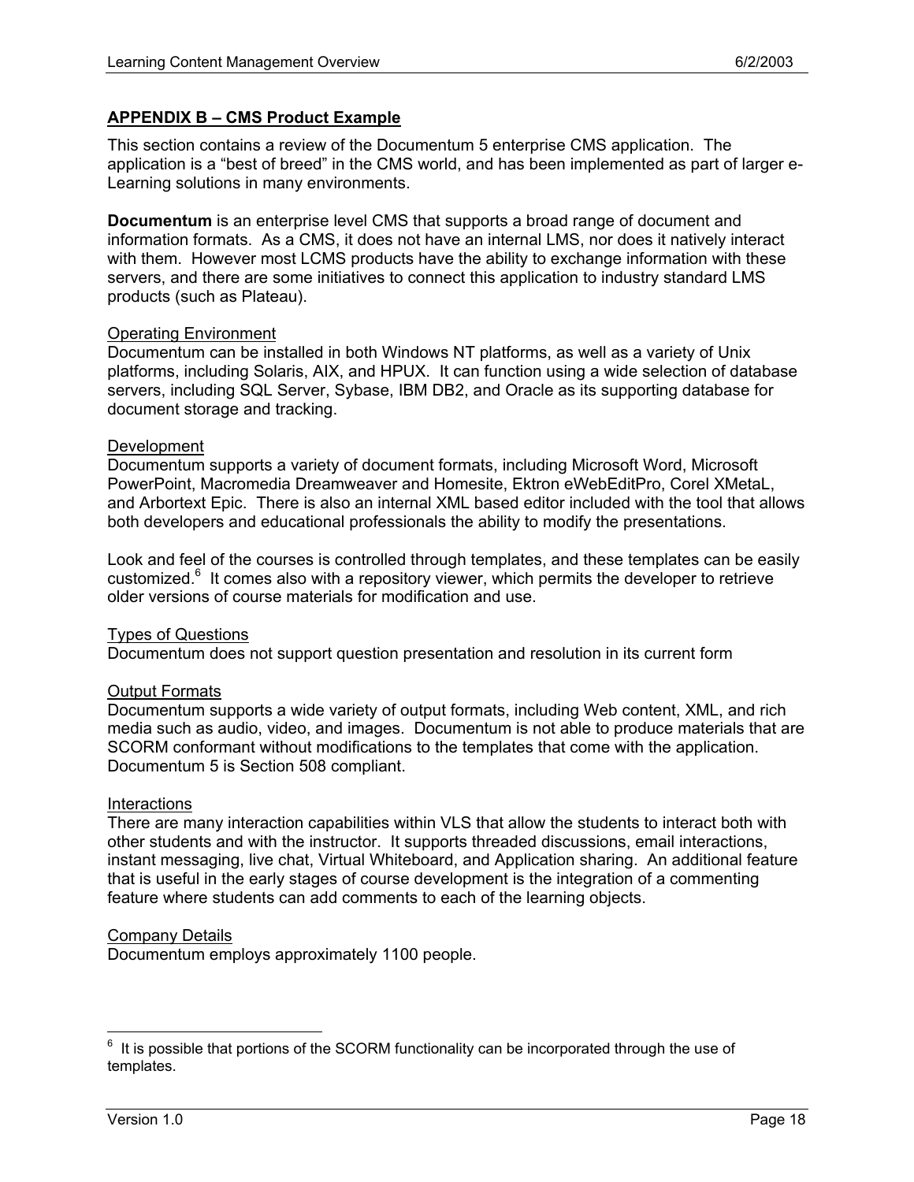## APPENDIX B – CMS Product Example

This section contains a review of the Documentum 5 enterprise CMS application. The application is a "best of breed" in the CMS world, and has been implemented as part of larger e-Learning solutions in many environments.

**Documentum** is an enterprise level CMS that supports a broad range of document and information formats. As a CMS, it does not have an internal LMS, nor does it natively interact with them. However most LCMS products have the ability to exchange information with these servers, and there are some initiatives to connect this application to industry standard LMS products (such as Plateau).

### Operating Environment

Documentum can be installed in both Windows NT platforms, as well as a variety of Unix platforms, including Solaris, AIX, and HPUX. It can function using a wide selection of database servers, including SQL Server, Sybase, IBM DB2, and Oracle as its supporting database for document storage and tracking.

### Development

Documentum supports a variety of document formats, including Microsoft Word, Microsoft PowerPoint, Macromedia Dreamweaver and Homesite, Ektron eWebEditPro, Corel XMetaL, and Arbortext Epic. There is also an internal XML based editor included with the tool that allows both developers and educational professionals the ability to modify the presentations.

Look and feel of the courses is controlled through templates, and these templates can be easily customized.[6] It comes also with a repository viewer, which permits the developer to retrieve older versions of course materials for modification and use.

### Types of Questions

Documentum does not support question presentation and resolution in its current form

### Output Formats

Documentum supports a wide variety of output formats, including Web content, XML, and rich media such as audio, video, and images. Documentum is not able to produce materials that are SCORM conformant without modifications to the templates that come with the application. Documentum 5 is Section 508 compliant.

### Interactions

There are many interaction capabilities within VLS that allow the students to interact both with other students and with the instructor. It supports threaded discussions, email interactions, instant messaging, live chat, Virtual Whiteboard, and Application sharing. An additional feature that is useful in the early stages of course development is the integration of a commenting feature where students can add comments to each of the learning objects.

### Company Details

Documentum employs approximately 1100 people.

---

[6] It is possible that portions of the SCORM functionality can be incorporated through the use of templates.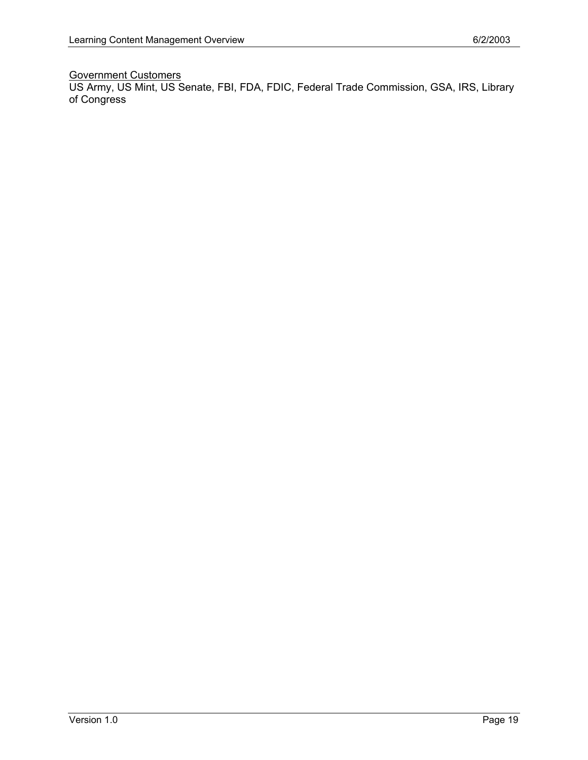<u>Government Customers</u>
US Army, US Mint, US Senate, FBI, FDA, FDIC, Federal Trade Commission, GSA, IRS, Library of Congress